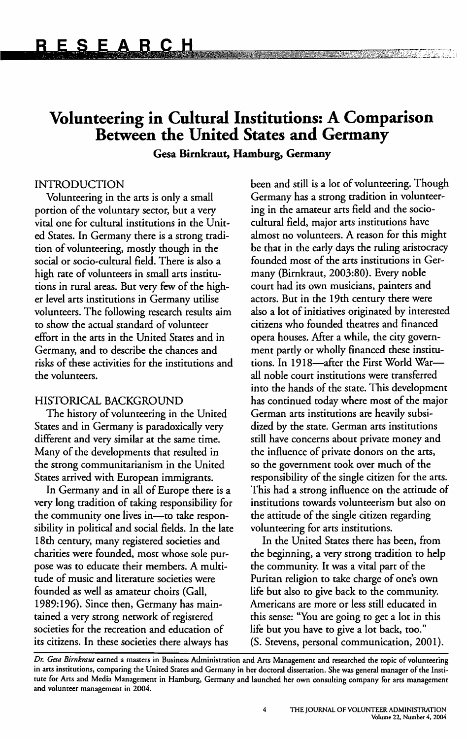# Volunteering in Cultural Institutions: A Comparison Between the United States and Germany

**Gesa Birnkraut, Hamburg, Germany**

## INTRODUCTION

Volunteering in the arts is only a small portion of the voluntary sector, but a very vital one for cultural institutions in the United States. In Germany there is a strong tradition of volunteering, mostly though in the social or socio-cultural field. There is also a high rate of volunteers in small arts institutions in rural areas. But very few of the higher level arts institutions in Germany utilise volunteers. The following research results aim to show the actual standard of volunteer effort in the arts in the United States and in Germany, and to describe the chances and risks of these activities for the institutions and the volunteers.

## HISTORICAL BACKGROUND

The history of volunteering in the United States and in Germany is paradoxically very different and very similar at the same time. Many of the developments that resulted in the strong communitarianism in the United States arrived with European immigrants.

In Germany and in all of Europe there is a very long tradition of taking responsibility for the community one lives in—to take responsibility in political and social fields. In the late 18th century, many registered societies and charities were founded, most whose sole purpose was to educate their members. A multitude of music and literature societies were founded as well as amateur choirs (Gall, 1989:196). Since then, Germany has maintained a very strong network of registered societies for the recreation and education of its citizens. In these societies there always has been and still is a lot of volunteering. Though Germany has a strong tradition in volunteering in the amateur arts field and the socio-cultural field, major arts institutions have almost no volunteers. A reason for this might be that in the early days the ruling aristocracy founded most of the arts institutions in Germany (Birnkraut, 2003:80). Every noble court had its own musicians, painters and actors. But in the 19th century there were also a lot of initiatives originated by interested citizens who founded theatres and financed opera houses. After a while, the city government partly or wholly financed these institutions. In 1918—after the First World War—all noble court institutions were transferred into the hands of the state. This development has continued today where most of the major German arts institutions are heavily subsidized by the state. German arts institutions still have concerns about private money and the influence of private donors on the arts, so the government took over much of the responsibility of the single citizen for the arts. This had a strong influence on the attitude of institutions towards volunteerism but also on the attitude of the single citizen regarding volunteering for arts institutions.

In the United States there has been, from the beginning, a very strong tradition to help the community. It was a vital part of the Puritan religion to take charge of one's own life but also to give back to the community. Americans are more or less still educated in this sense: "You are going to get a lot in this life but you have to give a lot back, too." (S. Stevens, personal communication, 2001).

*Dr. Gesa Birnkraut* earned a masters in Business Administration and Arts Management and researched the topic of volunteering in arts institutions, comparing the United States and Germany in her doctoral dissertation. She was general manager of the Institute for Arts and Media Management in Hamburg, Germany and launched her own consulting company for arts management and volunteer management in 2004.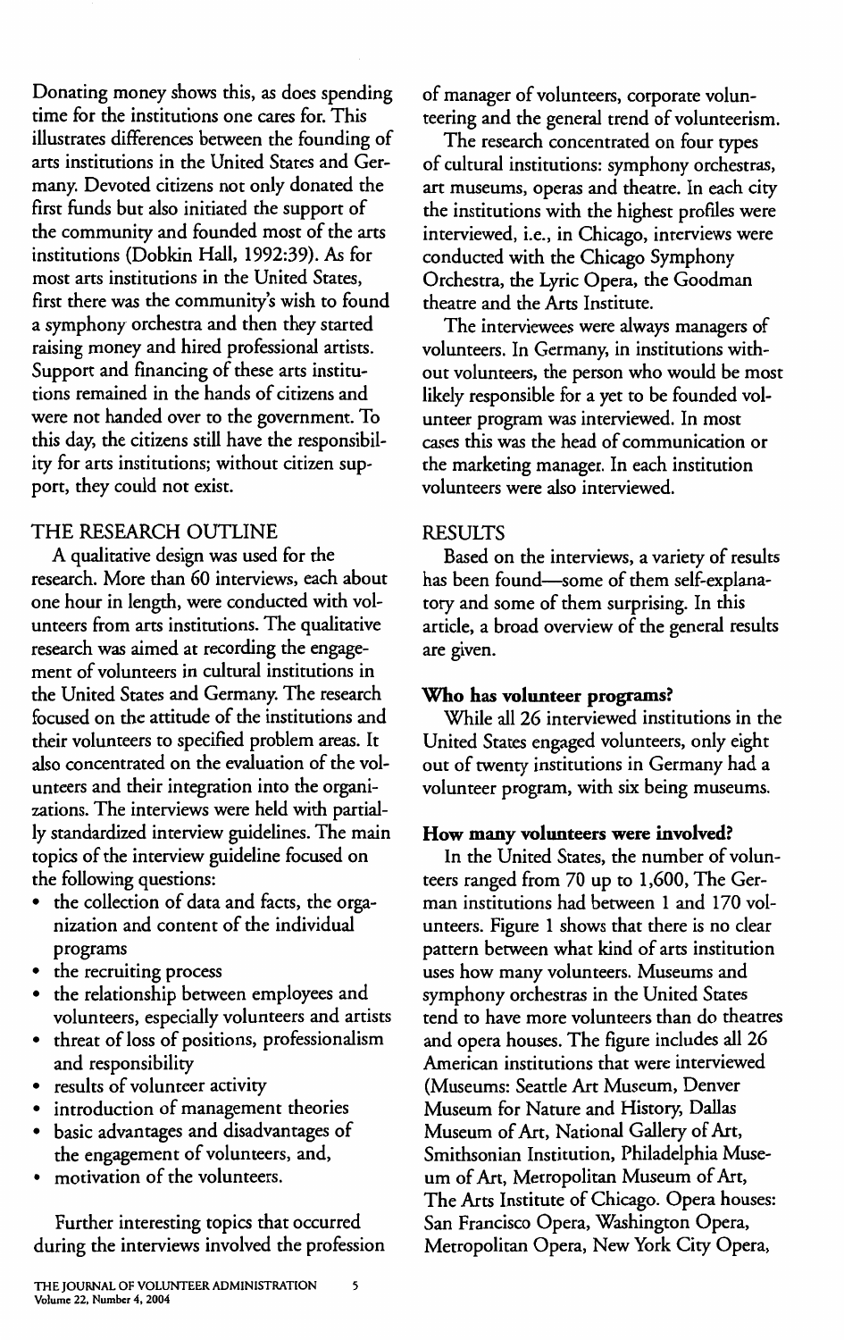Donating money shows this, as does spending time for the institutions one cares for. This illustrates differences between the founding of arts institutions in the United States and Germany. Devoted citizens not only donated the first funds but also initiated the support of the community and founded most of the arts institutions (Dobkin Hall, 1992:39). As for most arts institutions in the United States, first there was the community's wish to found a symphony orchestra and then they started raising money and hired professional artists. Support and financing of these arts institutions remained in the hands of citizens and were not handed over to the government. To this day, the citizens still have the responsibility for arts institutions; without citizen support, they could not exist.

## THE RESEARCH OUTLINE

A qualitative design was used for the research. More than 60 interviews, each about one hour in length, were conducted with volunteers from arts institutions. The qualitative research was aimed at recording the engagement of volunteers in cultural institutions in the United States and Germany. The research focused on the attitude of the institutions and their volunteers to specified problem areas. It also concentrated on the evaluation of the volunteers and their integration into the organizations. The interviews were held with partially standardized interview guidelines. The main topics of the interview guideline focused on the following questions:

- the collection of data and facts, the organization and content of the individual programs
- the recruiting process
- the relationship between employees and volunteers, especially volunteers and artists
- threat of loss of positions, professionalism and responsibility
- results of volunteer activity
- introduction of management theories
- basic advantages and disadvantages of the engagement of volunteers, and,
- motivation of the volunteers.

Further interesting topics that occurred during the interviews involved the profession of manager of volunteers, corporate volunteering and the general trend of volunteerism.

The research concentrated on four types of cultural institutions: symphony orchestras, art museums, operas and theatre. In each city the institutions with the highest profiles were interviewed, i.e., in Chicago, interviews were conducted with the Chicago Symphony Orchestra, the Lyric Opera, the Goodman theatre and the Arts Institute.

The interviewees were always managers of volunteers. In Germany, in institutions without volunteers, the person who would be most likely responsible for a yet to be founded volunteer program was interviewed. In most cases this was the head of communication or the marketing manager. In each institution volunteers were also interviewed.

## RESULTS

Based on the interviews, a variety of results has been found—some of them self-explanatory and some of them surprising. In this article, a broad overview of the general results are given.

### Who has volunteer programs?

While all 26 interviewed institutions in the United States engaged volunteers, only eight out of twenty institutions in Germany had a volunteer program, with six being museums.

### How many volunteers were involved?

In the United States, the number of volunteers ranged from 70 up to 1,600, The German institutions had between 1 and 170 volunteers. Figure 1 shows that there is no clear pattern between what kind of arts institution uses how many volunteers. Museums and symphony orchestras in the United States tend to have more volunteers than do theatres and opera houses. The figure includes all 26 American institutions that were interviewed (Museums: Seattle Art Museum, Denver Museum for Nature and History, Dallas Museum of Art, National Gallery of Art, Smithsonian Institution, Philadelphia Museum of Art, Metropolitan Museum of Art, The Arts Institute of Chicago. Opera houses: San Francisco Opera, Washington Opera, Metropolitan Opera, New York City Opera,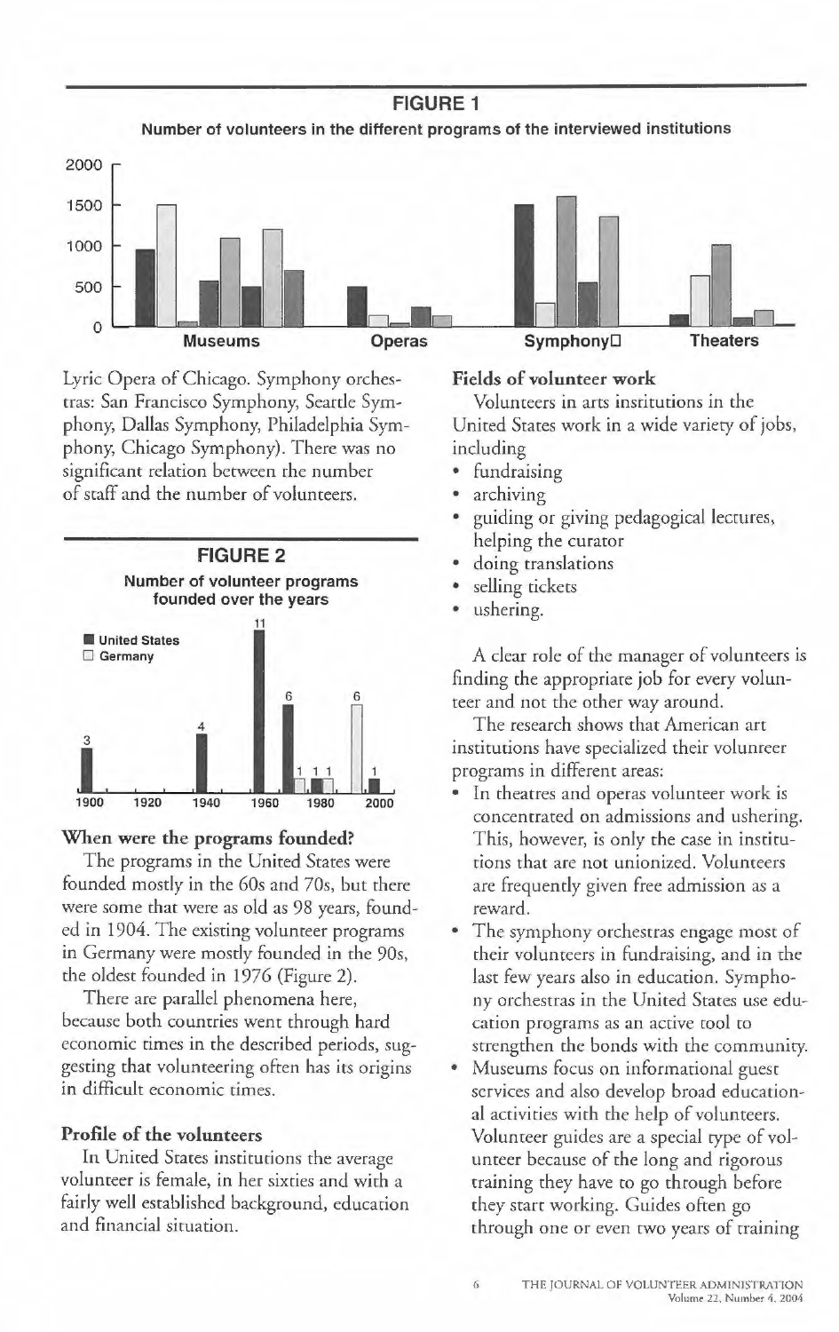**FIGURE 1**

**Number of volunteers in the different programs of the interviewed institutions**

Lyric Opera of Chicago. Symphony orchestras: San Francisco Symphony, Seattle Symphony, Dallas Symphony, Philadelphia Symphony, Chicago Symphony). There was no significant relation between the number of staff and the number of volunteers.

**FIGURE 2**

**Number of volunteer programs founded over the years**

### When were the programs founded?

The programs in the United States were founded mostly in the 60s and 70s, but there were some that were as old as 98 years, founded in 1904. The existing volunteer programs in Germany were mostly founded in the 90s, the oldest founded in 1976 (Figure 2).

There are parallel phenomena here, because both countries went through hard economic times in the described periods, suggesting that volunteering often has its origins in difficult economic times.

### Profile of the volunteers

In United States institutions the average volunteer is female, in her sixties and with a fairly well established background, education and financial situation.

### Fields of volunteer work

Volunteers in arts institutions in the United States work in a wide variety of jobs, including

- fundraising
- archiving
- guiding or giving pedagogical lectures, helping the curator
- doing translations
- selling tickets
- ushering.

A clear role of the manager of volunteers is finding the appropriate job for every volunteer and not the other way around.

The research shows that American art institutions have specialized their volunteer programs in different areas:

- In theatres and operas volunteer work is concentrated on admissions and ushering. This, however, is only the case in institutions that are not unionized. Volunteers are frequently given free admission as a reward.
- The symphony orchestras engage most of their volunteers in fundraising, and in the last few years also in education. Symphony orchestras in the United States use education programs as an active tool to strengthen the bonds with the community.
- Museums focus on informational guest services and also develop broad educational activities with the help of volunteers. Volunteer guides are a special type of volunteer because of the long and rigorous training they have to go through before they start working. Guides often go through one or even two years of training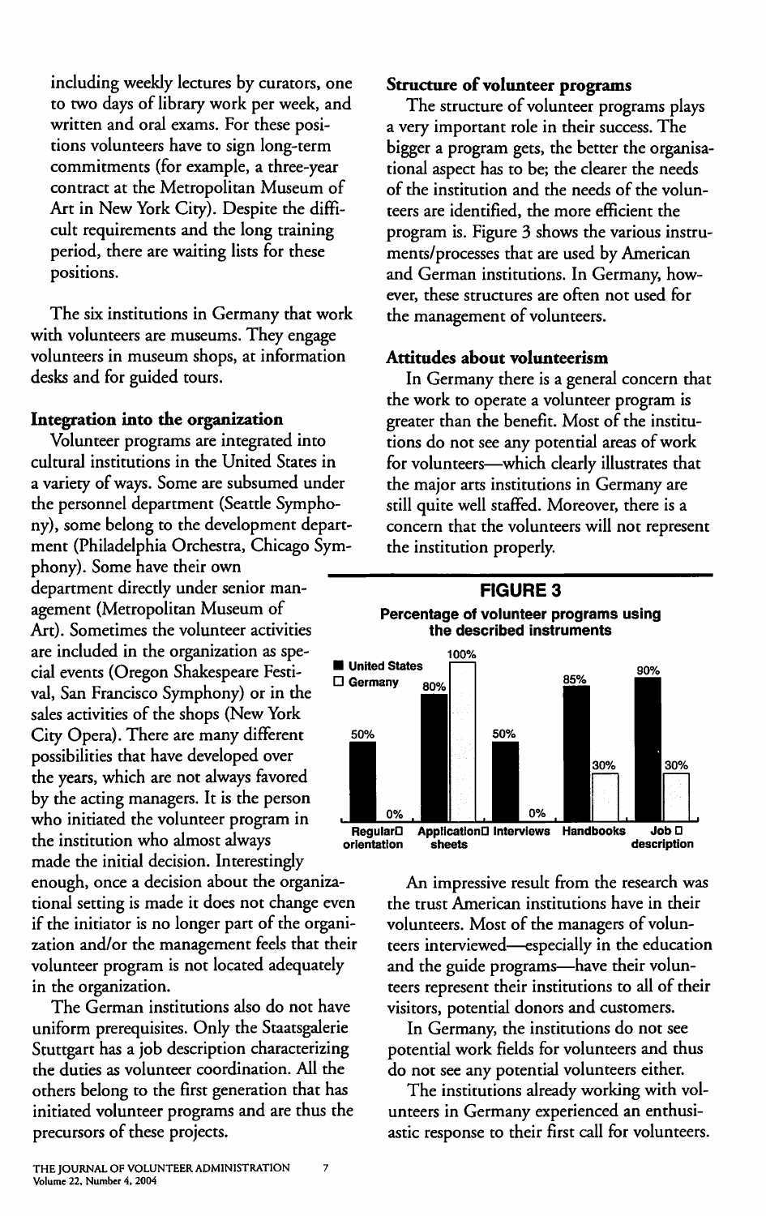including weekly lectures by curators, one to two days of library work per week, and written and oral exams. For these positions volunteers have to sign long-term commitments (for example, a three-year contract at the Metropolitan Museum of Art in New York City). Despite the difficult requirements and the long training period, there are waiting lists for these positions.

The six institutions in Germany that work with volunteers are museums. They engage volunteers in museum shops, at information desks and for guided tours.

### Integration into the organization

Volunteer programs are integrated into cultural institutions in the United States in a variety of ways. Some are subsumed under the personnel department (Seattle Symphony), some belong to the development department (Philadelphia Orchestra, Chicago Symphony). Some have their own department directly under senior management (Metropolitan Museum of Art). Sometimes the volunteer activities are included in the organization as special events (Oregon Shakespeare Festival, San Francisco Symphony) or in the sales activities of the shops (New York City Opera). There are many different possibilities that have developed over the years, which are not always favored by the acting managers. It is the person who initiated the volunteer program in the institution who almost always made the initial decision. Interestingly enough, once a decision about the organizational setting is made it does not change even if the initiator is no longer part of the organization and/or the management feels that their volunteer program is not located adequately in the organization.

The German institutions also do not have uniform prerequisites. Only the Staatsgalerie Stuttgart has a job description characterizing the duties as volunteer coordination. All the others belong to the first generation that has initiated volunteer programs and are thus the precursors of these projects.

### Structure of volunteer programs

The structure of volunteer programs plays a very important role in their success. The bigger a program gets, the better the organisational aspect has to be; the clearer the needs of the institution and the needs of the volunteers are identified, the more efficient the program is. Figure 3 shows the various instruments/processes that are used by American and German institutions. In Germany, however, these structures are often not used for the management of volunteers.

### Attitudes about volunteerism

In Germany there is a general concern that the work to operate a volunteer program is greater than the benefit. Most of the institutions do not see any potential areas of work for volunteers—which clearly illustrates that the major arts institutions in Germany are still quite well staffed. Moreover, there is a concern that the volunteers will not represent the institution properly.

**FIGURE 3**

**Percentage of volunteer programs using the described instruments**

| Instrument | United States | Germany |
|---|---|---|
| Regular orientation | 50% | 0% |
| Application sheets | 80% | 100% |
| Interviews | 50% | 0% |
| Handbooks | 85% | 30% |
| Job description | 90% | 30% |

An impressive result from the research was the trust American institutions have in their volunteers. Most of the managers of volunteers interviewed—especially in the education and the guide programs—have their volunteers represent their institutions to all of their visitors, potential donors and customers.

In Germany, the institutions do not see potential work fields for volunteers and thus do not see any potential volunteers either.

The institutions already working with volunteers in Germany experienced an enthusiastic response to their first call for volunteers.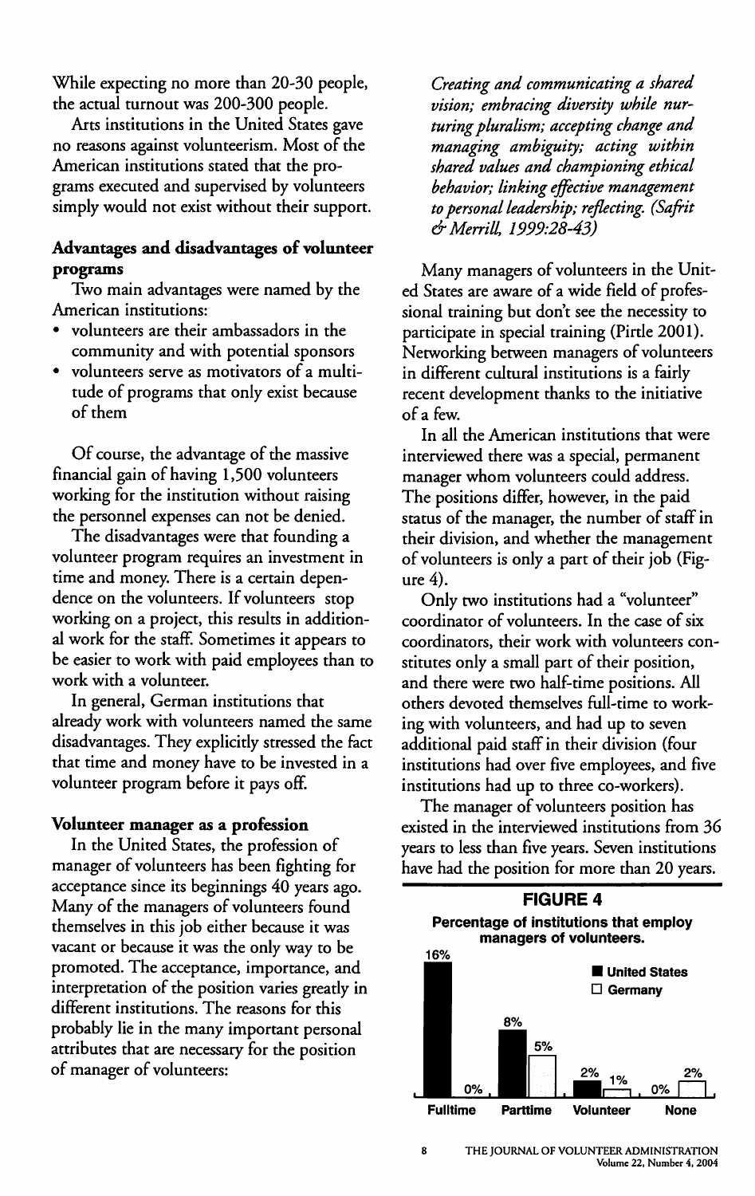While expecting no more than 20-30 people, the actual turnout was 200-300 people.

Arts institutions in the United States gave no reasons against volunteerism. Most of the American institutions stated that the programs executed and supervised by volunteers simply would not exist without their support.

### Advantages and disadvantages of volunteer programs

Two main advantages were named by the American institutions:

- volunteers are their ambassadors in the community and with potential sponsors
- volunteers serve as motivators of a multitude of programs that only exist because of them

Of course, the advantage of the massive financial gain of having 1,500 volunteers working for the institution without raising the personnel expenses can not be denied.

The disadvantages were that founding a volunteer program requires an investment in time and money. There is a certain dependence on the volunteers. If volunteers stop working on a project, this results in additional work for the staff. Sometimes it appears to be easier to work with paid employees than to work with a volunteer.

In general, German institutions that already work with volunteers named the same disadvantages. They explicitly stressed the fact that time and money have to be invested in a volunteer program before it pays off.

### Volunteer manager as a profession

In the United States, the profession of manager of volunteers has been fighting for acceptance since its beginnings 40 years ago. Many of the managers of volunteers found themselves in this job either because it was vacant or because it was the only way to be promoted. The acceptance, importance, and interpretation of the position varies greatly in different institutions. The reasons for this probably lie in the many important personal attributes that are necessary for the position of manager of volunteers:

> *Creating and communicating a shared vision; embracing diversity while nurturing pluralism; accepting change and managing ambiguity; acting within shared values and championing ethical behavior; linking effective management to personal leadership; reflecting. (Safrit & Merrill, 1999:28-43)*

Many managers of volunteers in the United States are aware of a wide field of professional training but don't see the necessity to participate in special training (Pirtle 2001). Networking between managers of volunteers in different cultural institutions is a fairly recent development thanks to the initiative of a few.

In all the American institutions that were interviewed there was a special, permanent manager whom volunteers could address. The positions differ, however, in the paid status of the manager, the number of staff in their division, and whether the management of volunteers is only a part of their job (Figure 4).

Only two institutions had a "volunteer" coordinator of volunteers. In the case of six coordinators, their work with volunteers constitutes only a small part of their position, and there were two half-time positions. All others devoted themselves full-time to working with volunteers, and had up to seven additional paid staff in their division (four institutions had over five employees, and five institutions had up to three co-workers).

The manager of volunteers position has existed in the interviewed institutions from 36 years to less than five years. Seven institutions have had the position for more than 20 years.

**FIGURE 4**

**Percentage of institutions that employ managers of volunteers.**

| | United States | Germany |
|---|---|---|
| Fulltime | 16% | 0% |
| Parttime | 8% | 5% |
| Volunteer | 2% | 1% |
| None | 0% | 2% |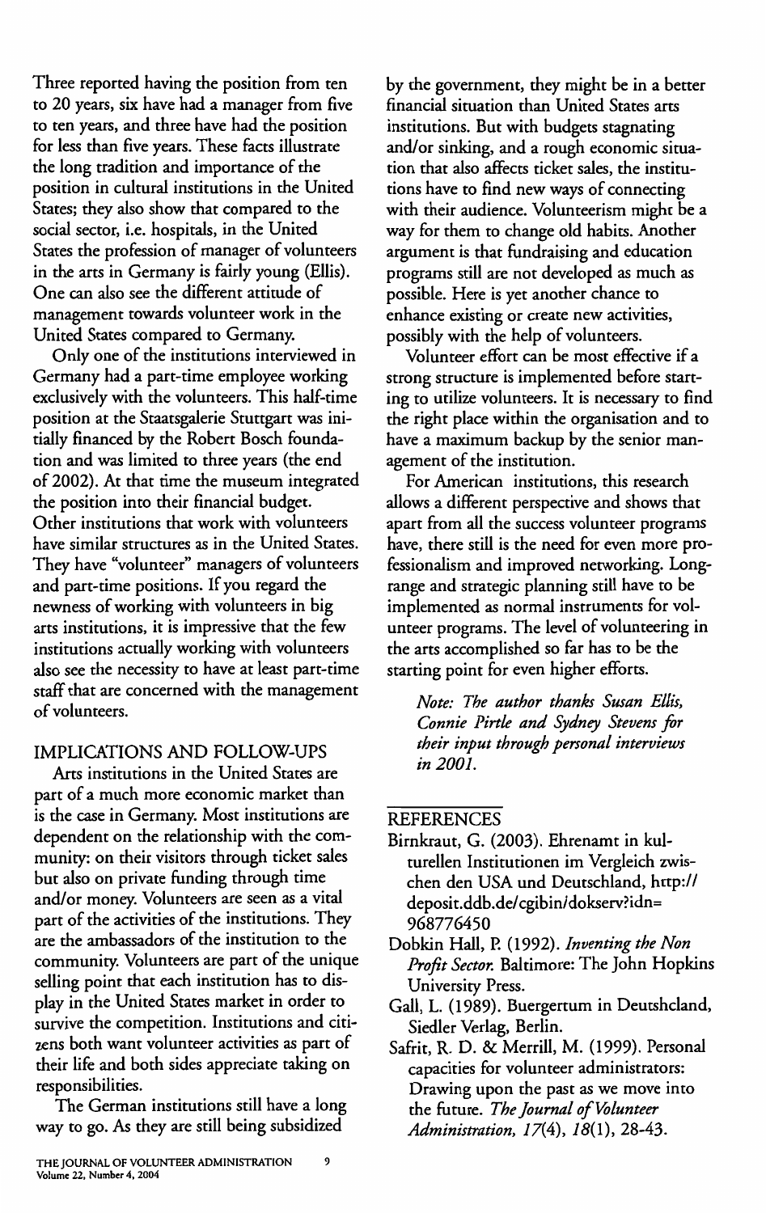Three reported having the position from ten to 20 years, six have had a manager from five to ten years, and three have had the position for less than five years. These facts illustrate the long tradition and importance of the position in cultural institutions in the United States; they also show that compared to the social sector, i.e. hospitals, in the United States the profession of manager of volunteers in the arts in Germany is fairly young (Ellis). One can also see the different attitude of management towards volunteer work in the United States compared to Germany.

Only one of the institutions interviewed in Germany had a part-time employee working exclusively with the volunteers. This half-time position at the Staatsgalerie Stuttgart was initially financed by the Robert Bosch foundation and was limited to three years (the end of 2002). At that time the museum integrated the position into their financial budget. Other institutions that work with volunteers have similar structures as in the United States. They have "volunteer" managers of volunteers and part-time positions. If you regard the newness of working with volunteers in big arts institutions, it is impressive that the few institutions actually working with volunteers also see the necessity to have at least part-time staff that are concerned with the management of volunteers.

## IMPLICATIONS AND FOLLOW-UPS

Arts institutions in the United States are part of a much more economic market than is the case in Germany. Most institutions are dependent on the relationship with the community: on their visitors through ticket sales but also on private funding through time and/or money. Volunteers are seen as a vital part of the activities of the institutions. They are the ambassadors of the institution to the community. Volunteers are part of the unique selling point that each institution has to display in the United States market in order to survive the competition. Institutions and citizens both want volunteer activities as part of their life and both sides appreciate taking on responsibilities.

The German institutions still have a long way to go. As they are still being subsidized by the government, they might be in a better financial situation than United States arts institutions. But with budgets stagnating and/or sinking, and a rough economic situation that also affects ticket sales, the institutions have to find new ways of connecting with their audience. Volunteerism might be a way for them to change old habits. Another argument is that fundraising and education programs still are not developed as much as possible. Here is yet another chance to enhance existing or create new activities, possibly with the help of volunteers.

Volunteer effort can be most effective if a strong structure is implemented before starting to utilize volunteers. It is necessary to find the right place within the organisation and to have a maximum backup by the senior management of the institution.

For American institutions, this research allows a different perspective and shows that apart from all the success volunteer programs have, there still is the need for even more professionalism and improved networking. Long-range and strategic planning still have to be implemented as normal instruments for volunteer programs. The level of volunteering in the arts accomplished so far has to be the starting point for even higher efforts.

*Note: The author thanks Susan Ellis, Connie Pirtle and Sydney Stevens for their input through personal interviews in 2001.*

## REFERENCES

Birnkraut, G. (2003). Ehrenamt in kulturellen Institutionen im Vergleich zwischen den USA und Deutschland, http://deposit.ddb.de/cgibin/dokserv?idn=968776450

Dobkin Hall, P. (1992). *Inventing the Non Profit Sector.* Baltimore: The John Hopkins University Press.

Gall, L. (1989). Buergertum in Deutshcland, Siedler Verlag, Berlin.

Safrit, R. D. & Merrill, M. (1999). Personal capacities for volunteer administrators: Drawing upon the past as we move into the future. *The Journal of Volunteer Administration, 17*(4), *18*(1), 28-43.